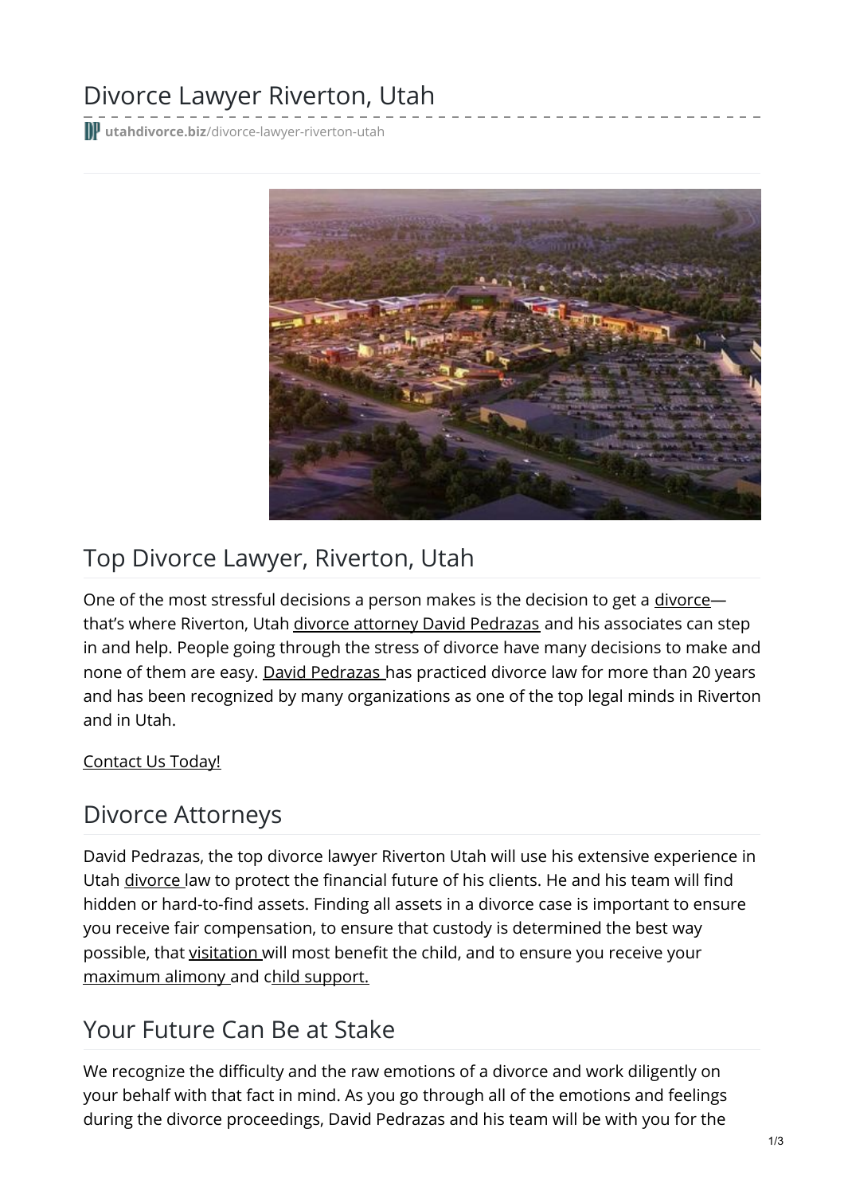# Divorce Lawyer Riverton, Utah

utahdivorce.biz/divorce-lawyer-riverton-utah

## Top Divorce Lawyer, Riverton, Utah

One of the most stressful decisions a person makes is the decision to get a divorce—that's where Riverton, Utah divorce attorney David Pedrazas and his associates can step in and help. People going through the stress of divorce have many decisions to make and none of them are easy. David Pedrazas has practiced divorce law for more than 20 years and has been recognized by many organizations as one of the top legal minds in Riverton and in Utah.

Contact Us Today!

## Divorce Attorneys

David Pedrazas, the top divorce lawyer Riverton Utah will use his extensive experience in Utah divorce law to protect the financial future of his clients. He and his team will find hidden or hard-to-find assets. Finding all assets in a divorce case is important to ensure you receive fair compensation, to ensure that custody is determined the best way possible, that visitation will most benefit the child, and to ensure you receive your maximum alimony and child support.

## Your Future Can Be at Stake

We recognize the difficulty and the raw emotions of a divorce and work diligently on your behalf with that fact in mind. As you go through all of the emotions and feelings during the divorce proceedings, David Pedrazas and his team will be with you for the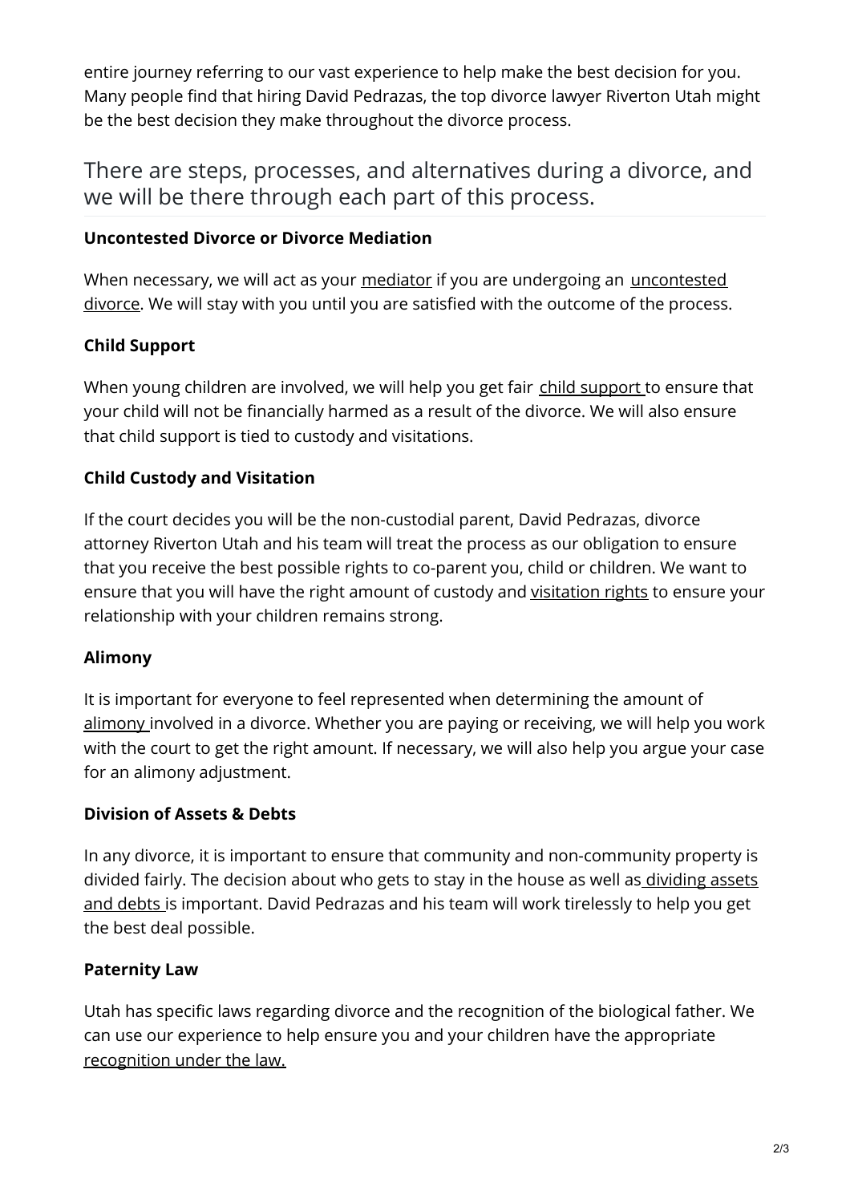entire journey referring to our vast experience to help make the best decision for you. Many people find that hiring David Pedrazas, the top divorce lawyer Riverton Utah might be the best decision they make throughout the divorce process.

## There are steps, processes, and alternatives during a divorce, and we will be there through each part of this process.

**Uncontested Divorce or Divorce Mediation**

When necessary, we will act as your mediator if you are undergoing an uncontested divorce. We will stay with you until you are satisfied with the outcome of the process.

**Child Support**

When young children are involved, we will help you get fair child support to ensure that your child will not be financially harmed as a result of the divorce. We will also ensure that child support is tied to custody and visitations.

**Child Custody and Visitation**

If the court decides you will be the non-custodial parent, David Pedrazas, divorce attorney Riverton Utah and his team will treat the process as our obligation to ensure that you receive the best possible rights to co-parent you, child or children. We want to ensure that you will have the right amount of custody and visitation rights to ensure your relationship with your children remains strong.

**Alimony**

It is important for everyone to feel represented when determining the amount of alimony involved in a divorce. Whether you are paying or receiving, we will help you work with the court to get the right amount. If necessary, we will also help you argue your case for an alimony adjustment.

**Division of Assets & Debts**

In any divorce, it is important to ensure that community and non-community property is divided fairly. The decision about who gets to stay in the house as well as dividing assets and debts is important. David Pedrazas and his team will work tirelessly to help you get the best deal possible.

**Paternity Law**

Utah has specific laws regarding divorce and the recognition of the biological father. We can use our experience to help ensure you and your children have the appropriate recognition under the law.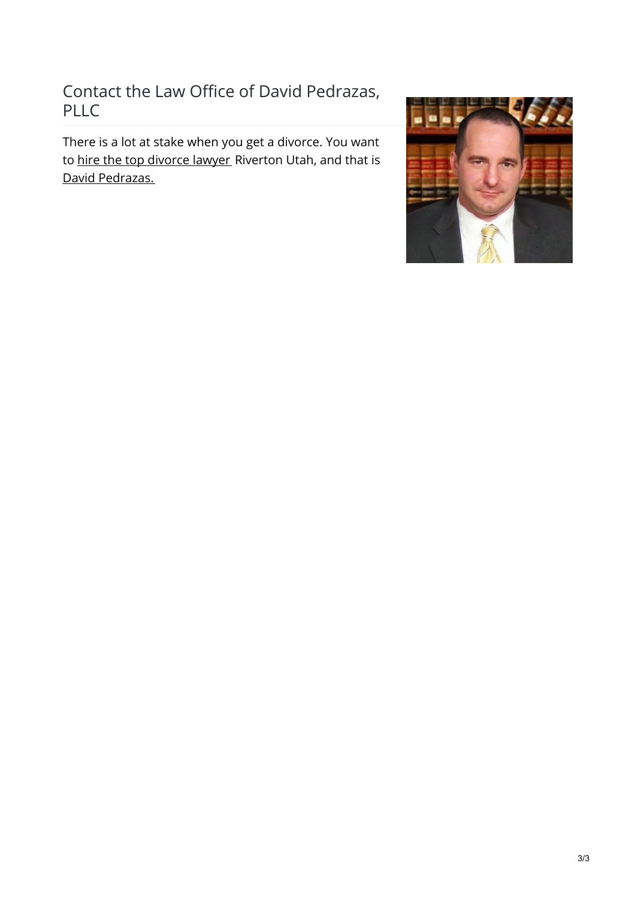## Contact the Law Office of David Pedrazas, PLLC

There is a lot at stake when you get a divorce. You want to hire the top divorce lawyer Riverton Utah, and that is David Pedrazas.